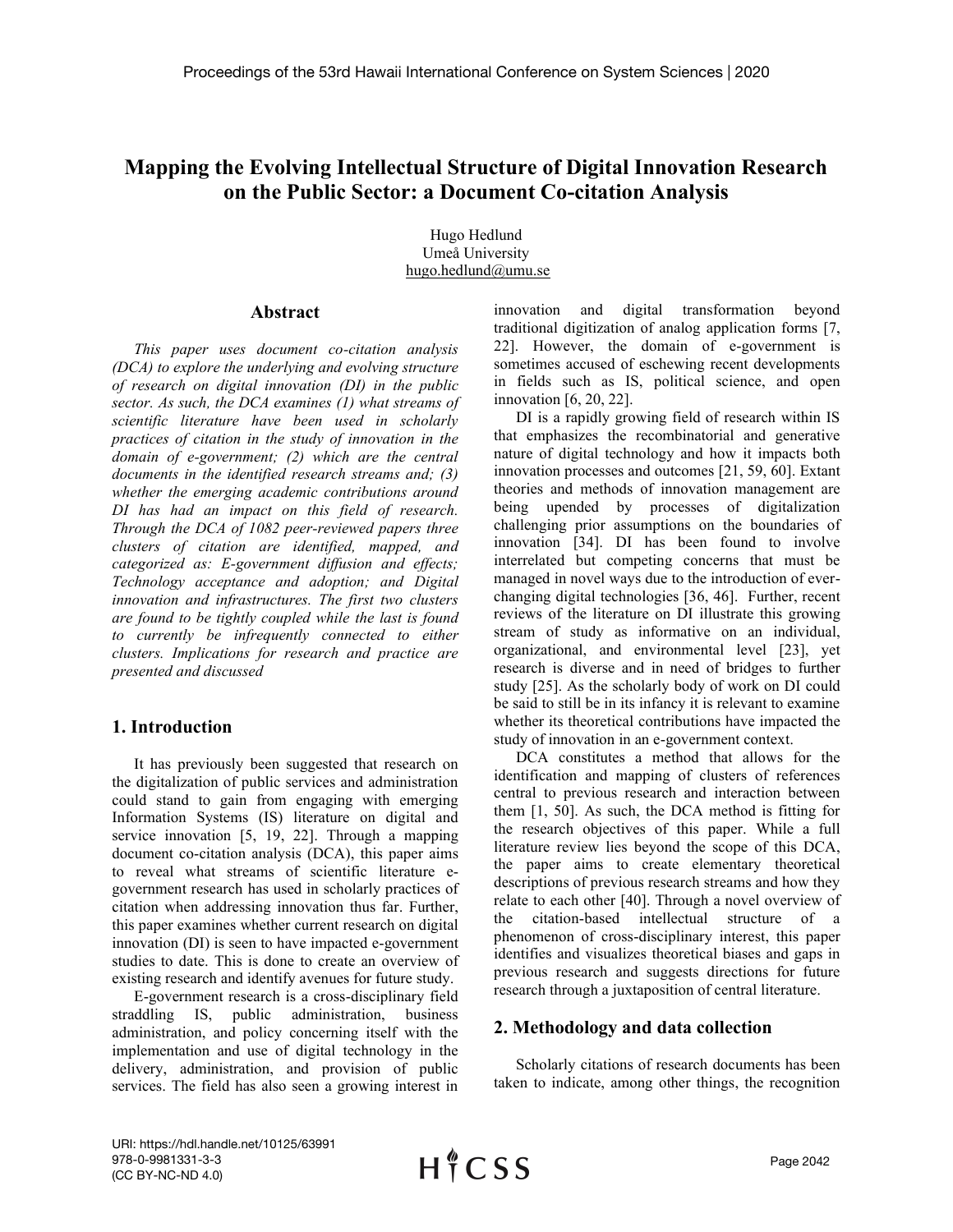# Mapping the Evolving Intellectual Structure of Digital Innovation Research on the Public Sector: a Document Co-citation Analysis

Hugo Hedlund
Umeå University
hugo.hedlund@umu.se

## Abstract

*This paper uses document co-citation analysis (DCA) to explore the underlying and evolving structure of research on digital innovation (DI) in the public sector. As such, the DCA examines (1) what streams of scientific literature have been used in scholarly practices of citation in the study of innovation in the domain of e-government; (2) which are the central documents in the identified research streams and; (3) whether the emerging academic contributions around DI has had an impact on this field of research. Through the DCA of 1082 peer-reviewed papers three clusters of citation are identified, mapped, and categorized as: E-government diffusion and effects; Technology acceptance and adoption; and Digital innovation and infrastructures. The first two clusters are found to be tightly coupled while the last is found to currently be infrequently connected to either clusters. Implications for research and practice are presented and discussed*

## 1. Introduction

It has previously been suggested that research on the digitalization of public services and administration could stand to gain from engaging with emerging Information Systems (IS) literature on digital and service innovation [5, 19, 22]. Through a mapping document co-citation analysis (DCA), this paper aims to reveal what streams of scientific literature e-government research has used in scholarly practices of citation when addressing innovation thus far. Further, this paper examines whether current research on digital innovation (DI) is seen to have impacted e-government studies to date. This is done to create an overview of existing research and identify avenues for future study.

E-government research is a cross-disciplinary field straddling IS, public administration, business administration, and policy concerning itself with the implementation and use of digital technology in the delivery, administration, and provision of public services. The field has also seen a growing interest in innovation and digital transformation beyond traditional digitization of analog application forms [7, 22]. However, the domain of e-government is sometimes accused of eschewing recent developments in fields such as IS, political science, and open innovation [6, 20, 22].

DI is a rapidly growing field of research within IS that emphasizes the recombinatorial and generative nature of digital technology and how it impacts both innovation processes and outcomes [21, 59, 60]. Extant theories and methods of innovation management are being upended by processes of digitalization challenging prior assumptions on the boundaries of innovation [34]. DI has been found to involve interrelated but competing concerns that must be managed in novel ways due to the introduction of ever-changing digital technologies [36, 46]. Further, recent reviews of the literature on DI illustrate this growing stream of study as informative on an individual, organizational, and environmental level [23], yet research is diverse and in need of bridges to further study [25]. As the scholarly body of work on DI could be said to still be in its infancy it is relevant to examine whether its theoretical contributions have impacted the study of innovation in an e-government context.

DCA constitutes a method that allows for the identification and mapping of clusters of references central to previous research and interaction between them [1, 50]. As such, the DCA method is fitting for the research objectives of this paper. While a full literature review lies beyond the scope of this DCA, the paper aims to create elementary theoretical descriptions of previous research streams and how they relate to each other [40]. Through a novel overview of the citation-based intellectual structure of a phenomenon of cross-disciplinary interest, this paper identifies and visualizes theoretical biases and gaps in previous research and suggests directions for future research through a juxtaposition of central literature.

## 2. Methodology and data collection

Scholarly citations of research documents has been taken to indicate, among other things, the recognition

URI: https://hdl.handle.net/10125/63991
978-0-9981331-3-3
(CC BY-NC-ND 4.0)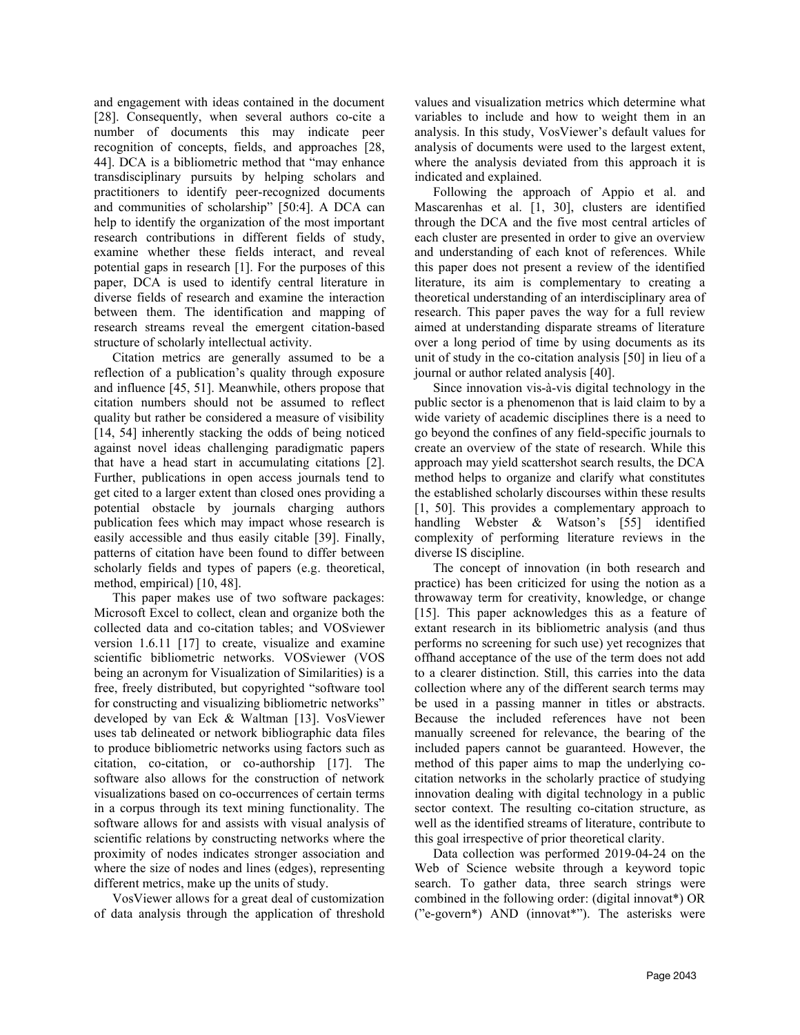and engagement with ideas contained in the document [28]. Consequently, when several authors co-cite a number of documents this may indicate peer recognition of concepts, fields, and approaches [28, 44]. DCA is a bibliometric method that "may enhance transdisciplinary pursuits by helping scholars and practitioners to identify peer-recognized documents and communities of scholarship" [50:4]. A DCA can help to identify the organization of the most important research contributions in different fields of study, examine whether these fields interact, and reveal potential gaps in research [1]. For the purposes of this paper, DCA is used to identify central literature in diverse fields of research and examine the interaction between them. The identification and mapping of research streams reveal the emergent citation-based structure of scholarly intellectual activity.

Citation metrics are generally assumed to be a reflection of a publication's quality through exposure and influence [45, 51]. Meanwhile, others propose that citation numbers should not be assumed to reflect quality but rather be considered a measure of visibility [14, 54] inherently stacking the odds of being noticed against novel ideas challenging paradigmatic papers that have a head start in accumulating citations [2]. Further, publications in open access journals tend to get cited to a larger extent than closed ones providing a potential obstacle by journals charging authors publication fees which may impact whose research is easily accessible and thus easily citable [39]. Finally, patterns of citation have been found to differ between scholarly fields and types of papers (e.g. theoretical, method, empirical) [10, 48].

This paper makes use of two software packages: Microsoft Excel to collect, clean and organize both the collected data and co-citation tables; and VOSviewer version 1.6.11 [17] to create, visualize and examine scientific bibliometric networks. VOSviewer (VOS being an acronym for Visualization of Similarities) is a free, freely distributed, but copyrighted "software tool for constructing and visualizing bibliometric networks" developed by van Eck & Waltman [13]. VosViewer uses tab delineated or network bibliographic data files to produce bibliometric networks using factors such as citation, co-citation, or co-authorship [17]. The software also allows for the construction of network visualizations based on co-occurrences of certain terms in a corpus through its text mining functionality. The software allows for and assists with visual analysis of scientific relations by constructing networks where the proximity of nodes indicates stronger association and where the size of nodes and lines (edges), representing different metrics, make up the units of study.

VosViewer allows for a great deal of customization of data analysis through the application of threshold values and visualization metrics which determine what variables to include and how to weight them in an analysis. In this study, VosViewer's default values for analysis of documents were used to the largest extent, where the analysis deviated from this approach it is indicated and explained.

Following the approach of Appio et al. and Mascarenhas et al. [1, 30], clusters are identified through the DCA and the five most central articles of each cluster are presented in order to give an overview and understanding of each knot of references. While this paper does not present a review of the identified literature, its aim is complementary to creating a theoretical understanding of an interdisciplinary area of research. This paper paves the way for a full review aimed at understanding disparate streams of literature over a long period of time by using documents as its unit of study in the co-citation analysis [50] in lieu of a journal or author related analysis [40].

Since innovation vis-à-vis digital technology in the public sector is a phenomenon that is laid claim to by a wide variety of academic disciplines there is a need to go beyond the confines of any field-specific journals to create an overview of the state of research. While this approach may yield scattershot search results, the DCA method helps to organize and clarify what constitutes the established scholarly discourses within these results [1, 50]. This provides a complementary approach to handling Webster & Watson's [55] identified complexity of performing literature reviews in the diverse IS discipline.

The concept of innovation (in both research and practice) has been criticized for using the notion as a throwaway term for creativity, knowledge, or change [15]. This paper acknowledges this as a feature of extant research in its bibliometric analysis (and thus performs no screening for such use) yet recognizes that offhand acceptance of the use of the term does not add to a clearer distinction. Still, this carries into the data collection where any of the different search terms may be used in a passing manner in titles or abstracts. Because the included references have not been manually screened for relevance, the bearing of the included papers cannot be guaranteed. However, the method of this paper aims to map the underlying co-citation networks in the scholarly practice of studying innovation dealing with digital technology in a public sector context. The resulting co-citation structure, as well as the identified streams of literature, contribute to this goal irrespective of prior theoretical clarity.

Data collection was performed 2019-04-24 on the Web of Science website through a keyword topic search. To gather data, three search strings were combined in the following order: (digital innovat*) OR ("e-govern*) AND (innovat*"). The asterisks were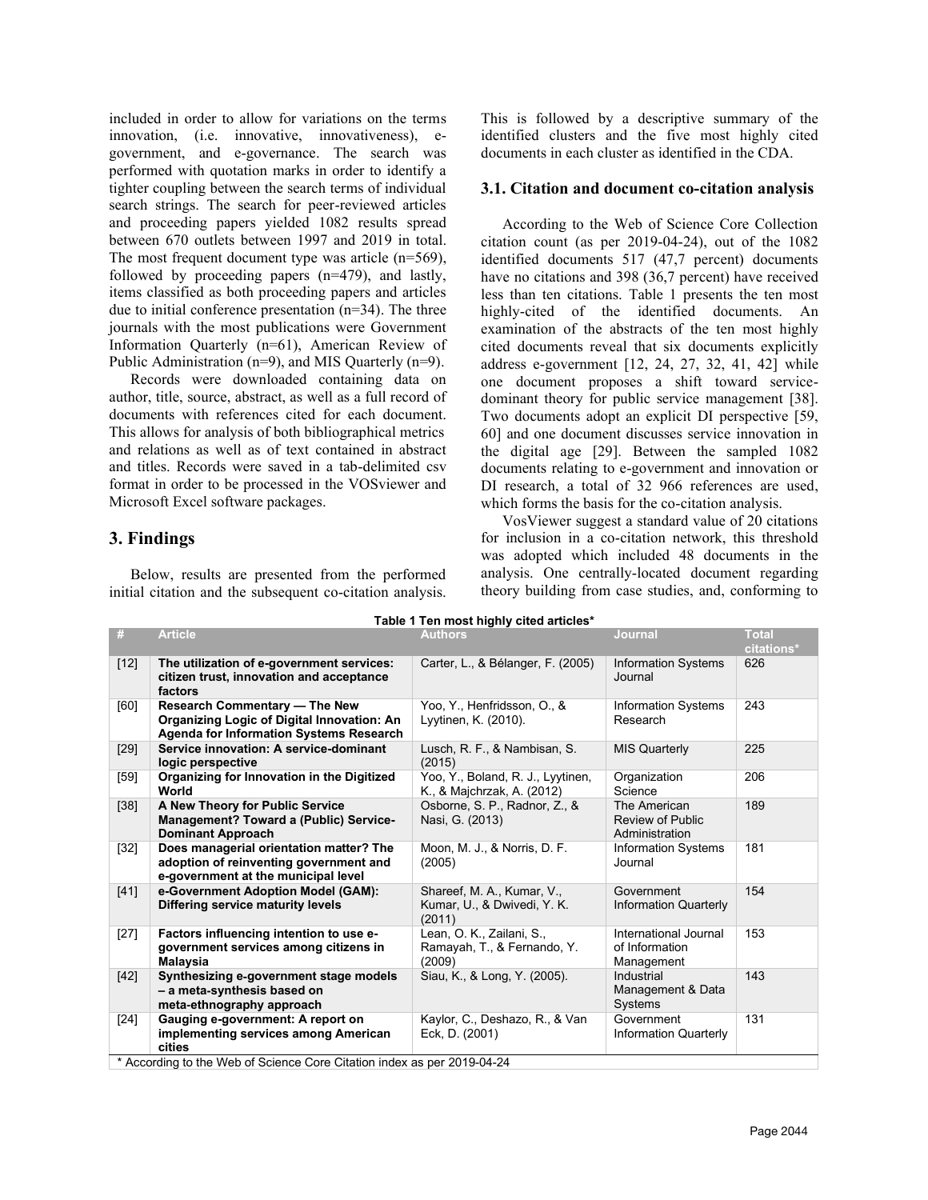included in order to allow for variations on the terms innovation, (i.e. innovative, innovativeness), e-government, and e-governance. The search was performed with quotation marks in order to identify a tighter coupling between the search terms of individual search strings. The search for peer-reviewed articles and proceeding papers yielded 1082 results spread between 670 outlets between 1997 and 2019 in total. The most frequent document type was article (n=569), followed by proceeding papers (n=479), and lastly, items classified as both proceeding papers and articles due to initial conference presentation (n=34). The three journals with the most publications were Government Information Quarterly (n=61), American Review of Public Administration (n=9), and MIS Quarterly (n=9).

Records were downloaded containing data on author, title, source, abstract, as well as a full record of documents with references cited for each document. This allows for analysis of both bibliographical metrics and relations as well as of text contained in abstract and titles. Records were saved in a tab-delimited csv format in order to be processed in the VOSviewer and Microsoft Excel software packages.

## 3. Findings

Below, results are presented from the performed initial citation and the subsequent co-citation analysis. This is followed by a descriptive summary of the identified clusters and the five most highly cited documents in each cluster as identified in the CDA.

### 3.1. Citation and document co-citation analysis

According to the Web of Science Core Collection citation count (as per 2019-04-24), out of the 1082 identified documents 517 (47,7 percent) documents have no citations and 398 (36,7 percent) have received less than ten citations. Table 1 presents the ten most highly-cited of the identified documents. An examination of the abstracts of the ten most highly cited documents reveal that six documents explicitly address e-government [12, 24, 27, 32, 41, 42] while one document proposes a shift toward service-dominant theory for public service management [38]. Two documents adopt an explicit DI perspective [59, 60] and one document discusses service innovation in the digital age [29]. Between the sampled 1082 documents relating to e-government and innovation or DI research, a total of 32 966 references are used, which forms the basis for the co-citation analysis.

VosViewer suggest a standard value of 20 citations for inclusion in a co-citation network, this threshold was adopted which included 48 documents in the analysis. One centrally-located document regarding theory building from case studies, and, conforming to

**Table 1 Ten most highly cited articles***

| # | Article | Authors | Journal | Total citations* |
|---|---|---|---|---|
| [12] | **The utilization of e-government services: citizen trust, innovation and acceptance factors** | Carter, L., & Bélanger, F. (2005) | Information Systems Journal | 626 |
| [60] | **Research Commentary — The New Organizing Logic of Digital Innovation: An Agenda for Information Systems Research** | Yoo, Y., Henfridsson, O., & Lyytinen, K. (2010). | Information Systems Research | 243 |
| [29] | **Service innovation: A service-dominant logic perspective** | Lusch, R. F., & Nambisan, S. (2015) | MIS Quarterly | 225 |
| [59] | **Organizing for Innovation in the Digitized World** | Yoo, Y., Boland, R. J., Lyytinen, K., & Majchrzak, A. (2012) | Organization Science | 206 |
| [38] | **A New Theory for Public Service Management? Toward a (Public) Service-Dominant Approach** | Osborne, S. P., Radnor, Z., & Nasi, G. (2013) | The American Review of Public Administration | 189 |
| [32] | **Does managerial orientation matter? The adoption of reinventing government and e-government at the municipal level** | Moon, M. J., & Norris, D. F. (2005) | Information Systems Journal | 181 |
| [41] | **e-Government Adoption Model (GAM): Differing service maturity levels** | Shareef, M. A., Kumar, V., Kumar, U., & Dwivedi, Y. K. (2011) | Government Information Quarterly | 154 |
| [27] | **Factors influencing intention to use e-government services among citizens in Malaysia** | Lean, O. K., Zailani, S., Ramayah, T., & Fernando, Y. (2009) | International Journal of Information Management | 153 |
| [42] | **Synthesizing e-government stage models – a meta-synthesis based on meta-ethnography approach** | Siau, K., & Long, Y. (2005). | Industrial Management & Data Systems | 143 |
| [24] | **Gauging e-government: A report on implementing services among American cities** | Kaylor, C., Deshazo, R., & Van Eck, D. (2001) | Government Information Quarterly | 131 |

* According to the Web of Science Core Citation index as per 2019-04-24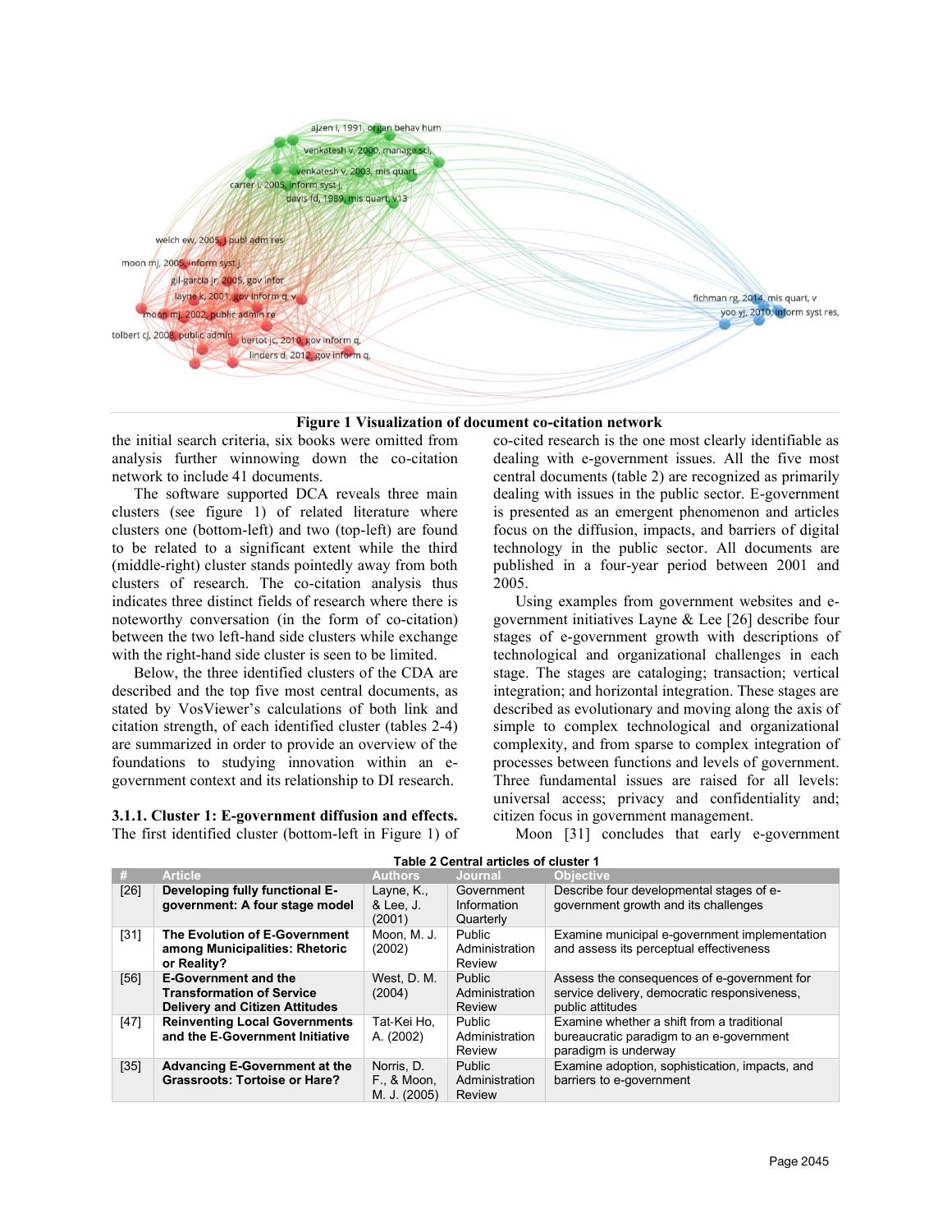welch ew, 2005, j publ adm res
moon mj, 2005, inform syst j
gil-garcia jr, 2005, gov infor
layne k, 2001, gov inform q, v
moon mj, 2002, public admin re
tolbert cj, 2008, public admin
bertot jc, 2010, gov inform q,
linders d, 2012, gov inform q.
ajzen i, 1991, organ behav hum
venkatesh v, 2000, manage sci,
venkatesh v, 2003, mis quart,
carter l, 2005, inform syst j,
davis fd, 1989, mis quart, v13
fichman rg, 2014, mis quart, v
yoo yj, 2010, inform syst res,

**Figure 1 Visualization of document co-citation network**

the initial search criteria, six books were omitted from analysis further winnowing down the co-citation network to include 41 documents.

The software supported DCA reveals three main clusters (see figure 1) of related literature where clusters one (bottom-left) and two (top-left) are found to be related to a significant extent while the third (middle-right) cluster stands pointedly away from both clusters of research. The co-citation analysis thus indicates three distinct fields of research where there is noteworthy conversation (in the form of co-citation) between the two left-hand side clusters while exchange with the right-hand side cluster is seen to be limited.

Below, the three identified clusters of the CDA are described and the top five most central documents, as stated by VosViewer's calculations of both link and citation strength, of each identified cluster (tables 2-4) are summarized in order to provide an overview of the foundations to studying innovation within an e-government context and its relationship to DI research.

### 3.1.1. Cluster 1: E-government diffusion and effects.

The first identified cluster (bottom-left in Figure 1) of co-cited research is the one most clearly identifiable as dealing with e-government issues. All the five most central documents (table 2) are recognized as primarily dealing with issues in the public sector. E-government is presented as an emergent phenomenon and articles focus on the diffusion, impacts, and barriers of digital technology in the public sector. All documents are published in a four-year period between 2001 and 2005.

Using examples from government websites and e-government initiatives Layne & Lee [26] describe four stages of e-government growth with descriptions of technological and organizational challenges in each stage. The stages are cataloging; transaction; vertical integration; and horizontal integration. These stages are described as evolutionary and moving along the axis of simple to complex technological and organizational complexity, and from sparse to complex integration of processes between functions and levels of government. Three fundamental issues are raised for all levels: universal access; privacy and confidentiality and; citizen focus in government management.

Moon [31] concludes that early e-government

**Table 2 Central articles of cluster 1**

| # | Article | Authors | Journal | Objective |
|---|---|---|---|---|
| [26] | **Developing fully functional E-government: A four stage model** | Layne, K., & Lee, J. (2001) | Government Information Quarterly | Describe four developmental stages of e-government growth and its challenges |
| [31] | **The Evolution of E-Government among Municipalities: Rhetoric or Reality?** | Moon, M. J. (2002) | Public Administration Review | Examine municipal e-government implementation and assess its perceptual effectiveness |
| [56] | **E-Government and the Transformation of Service Delivery and Citizen Attitudes** | West, D. M. (2004) | Public Administration Review | Assess the consequences of e-government for service delivery, democratic responsiveness, public attitudes |
| [47] | **Reinventing Local Governments and the E-Government Initiative** | Tat-Kei Ho, A. (2002) | Public Administration Review | Examine whether a shift from a traditional bureaucratic paradigm to an e-government paradigm is underway |
| [35] | **Advancing E-Government at the Grassroots: Tortoise or Hare?** | Norris, D. F., & Moon, M. J. (2005) | Public Administration Review | Examine adoption, sophistication, impacts, and barriers to e-government |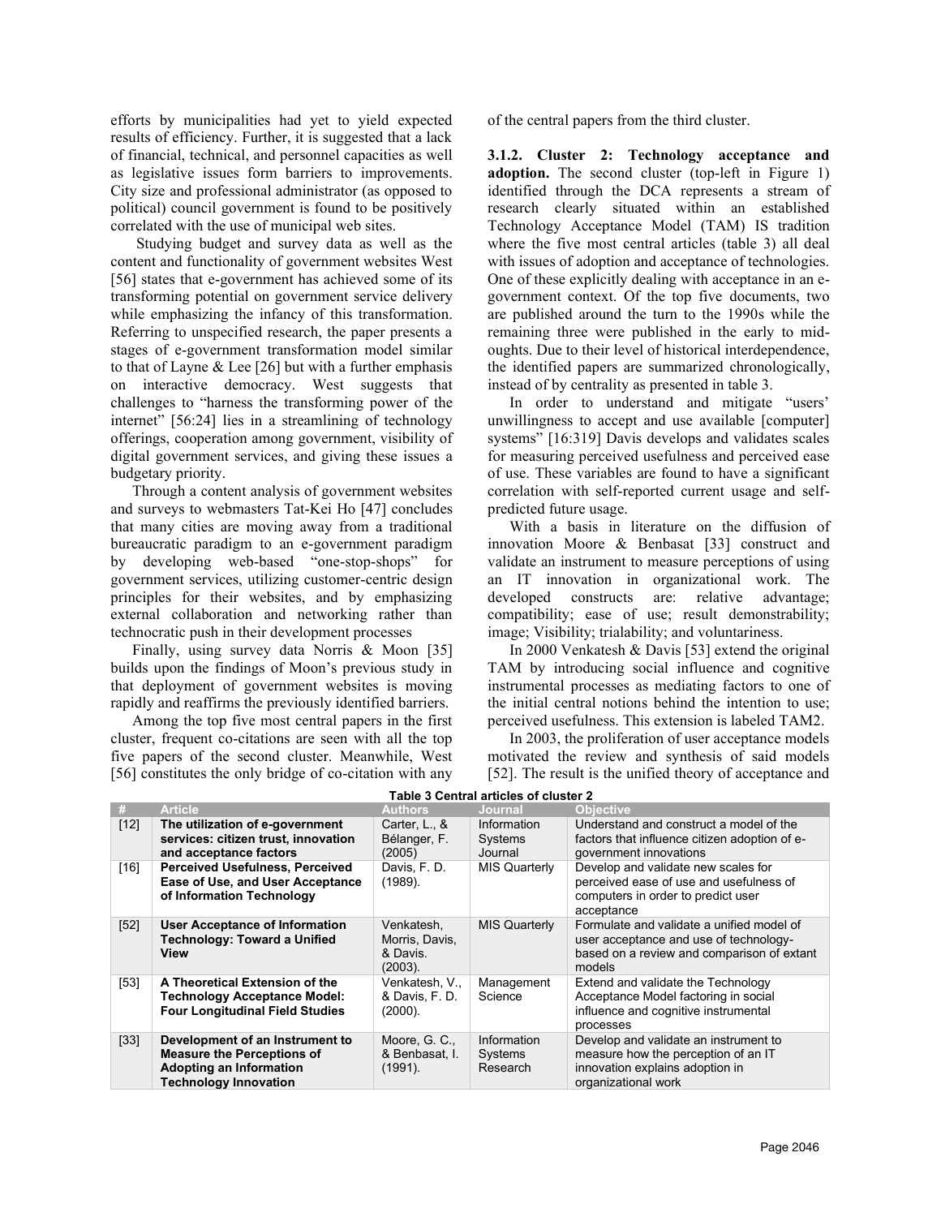efforts by municipalities had yet to yield expected results of efficiency. Further, it is suggested that a lack of financial, technical, and personnel capacities as well as legislative issues form barriers to improvements. City size and professional administrator (as opposed to political) council government is found to be positively correlated with the use of municipal web sites.

Studying budget and survey data as well as the content and functionality of government websites West [56] states that e-government has achieved some of its transforming potential on government service delivery while emphasizing the infancy of this transformation. Referring to unspecified research, the paper presents a stages of e-government transformation model similar to that of Layne & Lee [26] but with a further emphasis on interactive democracy. West suggests that challenges to "harness the transforming power of the internet" [56:24] lies in a streamlining of technology offerings, cooperation among government, visibility of digital government services, and giving these issues a budgetary priority.

Through a content analysis of government websites and surveys to webmasters Tat-Kei Ho [47] concludes that many cities are moving away from a traditional bureaucratic paradigm to an e-government paradigm by developing web-based "one-stop-shops" for government services, utilizing customer-centric design principles for their websites, and by emphasizing external collaboration and networking rather than technocratic push in their development processes

Finally, using survey data Norris & Moon [35] builds upon the findings of Moon's previous study in that deployment of government websites is moving rapidly and reaffirms the previously identified barriers.

Among the top five most central papers in the first cluster, frequent co-citations are seen with all the top five papers of the second cluster. Meanwhile, West [56] constitutes the only bridge of co-citation with any of the central papers from the third cluster.

**3.1.2. Cluster 2: Technology acceptance and adoption.** The second cluster (top-left in Figure 1) identified through the DCA represents a stream of research clearly situated within an established Technology Acceptance Model (TAM) IS tradition where the five most central articles (table 3) all deal with issues of adoption and acceptance of technologies. One of these explicitly dealing with acceptance in an e-government context. Of the top five documents, two are published around the turn to the 1990s while the remaining three were published in the early to mid-oughts. Due to their level of historical interdependence, the identified papers are summarized chronologically, instead of by centrality as presented in table 3.

In order to understand and mitigate "users' unwillingness to accept and use available [computer] systems" [16:319] Davis develops and validates scales for measuring perceived usefulness and perceived ease of use. These variables are found to have a significant correlation with self-reported current usage and self-predicted future usage.

With a basis in literature on the diffusion of innovation Moore & Benbasat [33] construct and validate an instrument to measure perceptions of using an IT innovation in organizational work. The developed constructs are: relative advantage; compatibility; ease of use; result demonstrability; image; Visibility; trialability; and voluntariness.

In 2000 Venkatesh & Davis [53] extend the original TAM by introducing social influence and cognitive instrumental processes as mediating factors to one of the initial central notions behind the intention to use; perceived usefulness. This extension is labeled TAM2.

In 2003, the proliferation of user acceptance models motivated the review and synthesis of said models [52]. The result is the unified theory of acceptance and

**Table 3 Central articles of cluster 2**

| # | Article | Authors | Journal | Objective |
|---|---|---|---|---|
| [12] | **The utilization of e-government services: citizen trust, innovation and acceptance factors** | Carter, L., & Bélanger, F. (2005) | Information Systems Journal | Understand and construct a model of the factors that influence citizen adoption of e-government innovations |
| [16] | **Perceived Usefulness, Perceived Ease of Use, and User Acceptance of Information Technology** | Davis, F. D. (1989). | MIS Quarterly | Develop and validate new scales for perceived ease of use and usefulness of computers in order to predict user acceptance |
| [52] | **User Acceptance of Information Technology: Toward a Unified View** | Venkatesh, Morris, Davis, & Davis. (2003). | MIS Quarterly | Formulate and validate a unified model of user acceptance and use of technology-based on a review and comparison of extant models |
| [53] | **A Theoretical Extension of the Technology Acceptance Model: Four Longitudinal Field Studies** | Venkatesh, V., & Davis, F. D. (2000). | Management Science | Extend and validate the Technology Acceptance Model factoring in social influence and cognitive instrumental processes |
| [33] | **Development of an Instrument to Measure the Perceptions of Adopting an Information Technology Innovation** | Moore, G. C., & Benbasat, I. (1991). | Information Systems Research | Develop and validate an instrument to measure how the perception of an IT innovation explains adoption in organizational work |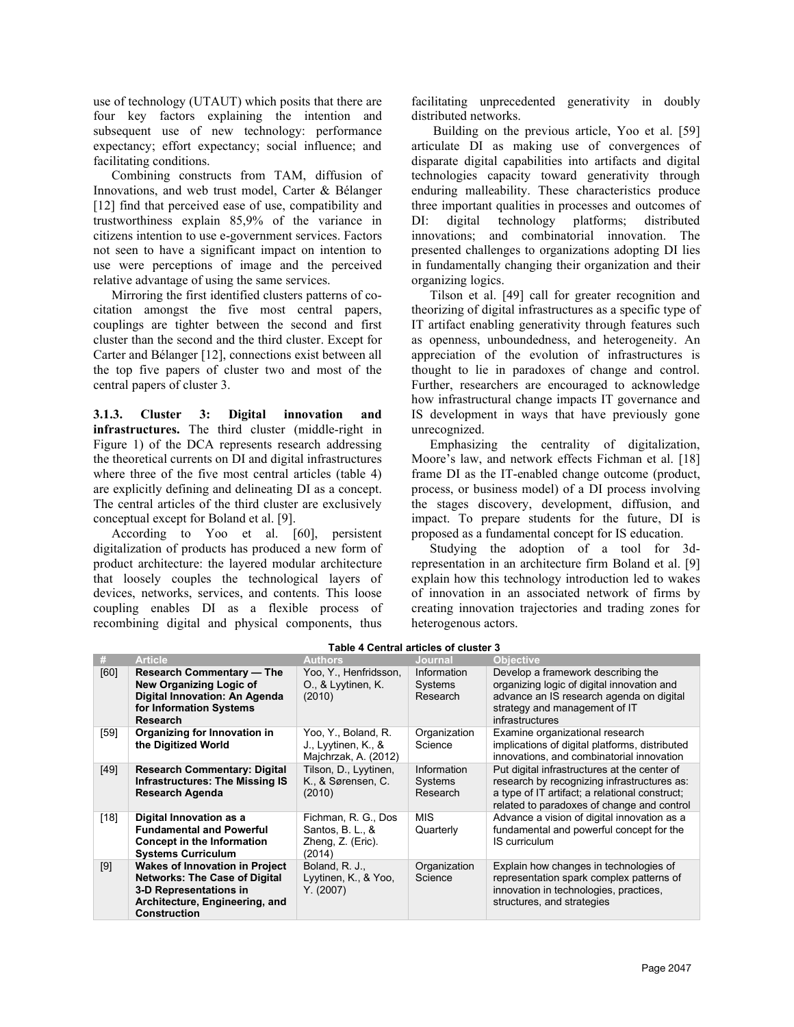use of technology (UTAUT) which posits that there are four key factors explaining the intention and subsequent use of new technology: performance expectancy; effort expectancy; social influence; and facilitating conditions.

Combining constructs from TAM, diffusion of Innovations, and web trust model, Carter & Bélanger [12] find that perceived ease of use, compatibility and trustworthiness explain 85,9% of the variance in citizens intention to use e-government services. Factors not seen to have a significant impact on intention to use were perceptions of image and the perceived relative advantage of using the same services.

Mirroring the first identified clusters patterns of co-citation amongst the five most central papers, couplings are tighter between the second and first cluster than the second and the third cluster. Except for Carter and Bélanger [12], connections exist between all the top five papers of cluster two and most of the central papers of cluster 3.

**3.1.3. Cluster 3: Digital innovation and infrastructures.** The third cluster (middle-right in Figure 1) of the DCA represents research addressing the theoretical currents on DI and digital infrastructures where three of the five most central articles (table 4) are explicitly defining and delineating DI as a concept. The central articles of the third cluster are exclusively conceptual except for Boland et al. [9].

According to Yoo et al. [60], persistent digitalization of products has produced a new form of product architecture: the layered modular architecture that loosely couples the technological layers of devices, networks, services, and contents. This loose coupling enables DI as a flexible process of recombining digital and physical components, thus facilitating unprecedented generativity in doubly distributed networks.

Building on the previous article, Yoo et al. [59] articulate DI as making use of convergences of disparate digital capabilities into artifacts and digital technologies capacity toward generativity through enduring malleability. These characteristics produce three important qualities in processes and outcomes of DI: digital technology platforms; distributed innovations; and combinatorial innovation. The presented challenges to organizations adopting DI lies in fundamentally changing their organization and their organizing logics.

Tilson et al. [49] call for greater recognition and theorizing of digital infrastructures as a specific type of IT artifact enabling generativity through features such as openness, unboundedness, and heterogeneity. An appreciation of the evolution of infrastructures is thought to lie in paradoxes of change and control. Further, researchers are encouraged to acknowledge how infrastructural change impacts IT governance and IS development in ways that have previously gone unrecognized.

Emphasizing the centrality of digitalization, Moore's law, and network effects Fichman et al. [18] frame DI as the IT-enabled change outcome (product, process, or business model) of a DI process involving the stages discovery, development, diffusion, and impact. To prepare students for the future, DI is proposed as a fundamental concept for IS education.

Studying the adoption of a tool for 3d-representation in an architecture firm Boland et al. [9] explain how this technology introduction led to wakes of innovation in an associated network of firms by creating innovation trajectories and trading zones for heterogenous actors.

**Table 4 Central articles of cluster 3**

| # | Article | Authors | Journal | Objective |
| --- | --- | --- | --- | --- |
| [60] | **Research Commentary — The New Organizing Logic of Digital Innovation: An Agenda for Information Systems Research** | Yoo, Y., Henfridsson, O., & Lyytinen, K. (2010) | Information Systems Research | Develop a framework describing the organizing logic of digital innovation and advance an IS research agenda on digital strategy and management of IT infrastructures |
| [59] | **Organizing for Innovation in the Digitized World** | Yoo, Y., Boland, R. J., Lyytinen, K., & Majchrzak, A. (2012) | Organization Science | Examine organizational research implications of digital platforms, distributed innovations, and combinatorial innovation |
| [49] | **Research Commentary: Digital Infrastructures: The Missing IS Research Agenda** | Tilson, D., Lyytinen, K., & Sørensen, C. (2010) | Information Systems Research | Put digital infrastructures at the center of research by recognizing infrastructures as: a type of IT artifact; a relational construct; related to paradoxes of change and control |
| [18] | **Digital Innovation as a Fundamental and Powerful Concept in the Information Systems Curriculum** | Fichman, R. G., Dos Santos, B. L., & Zheng, Z. (Eric). (2014) | MIS Quarterly | Advance a vision of digital innovation as a fundamental and powerful concept for the IS curriculum |
| [9] | **Wakes of Innovation in Project Networks: The Case of Digital 3-D Representations in Architecture, Engineering, and Construction** | Boland, R. J., Lyytinen, K., & Yoo, Y. (2007) | Organization Science | Explain how changes in technologies of representation spark complex patterns of innovation in technologies, practices, structures, and strategies |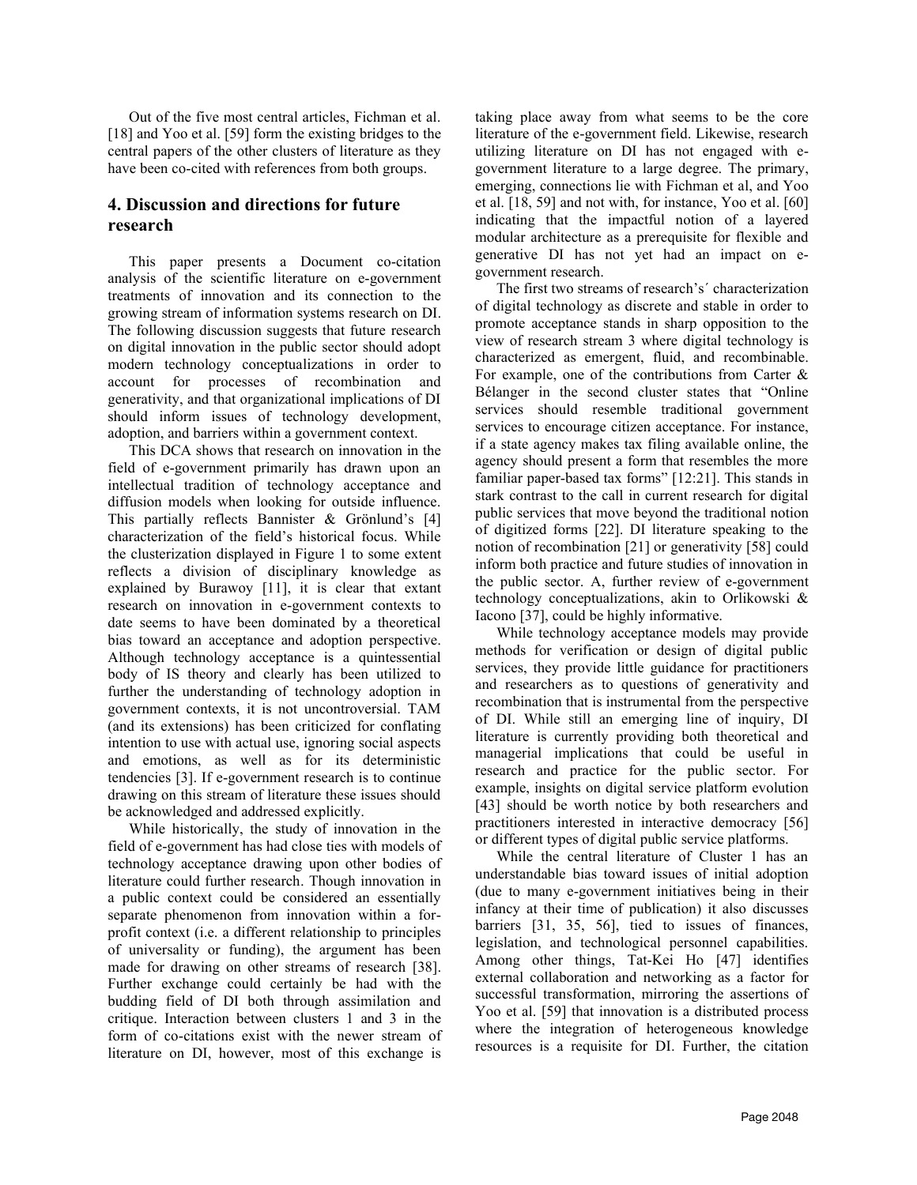Out of the five most central articles, Fichman et al. [18] and Yoo et al. [59] form the existing bridges to the central papers of the other clusters of literature as they have been co-cited with references from both groups.

## 4. Discussion and directions for future research

This paper presents a Document co-citation analysis of the scientific literature on e-government treatments of innovation and its connection to the growing stream of information systems research on DI. The following discussion suggests that future research on digital innovation in the public sector should adopt modern technology conceptualizations in order to account for processes of recombination and generativity, and that organizational implications of DI should inform issues of technology development, adoption, and barriers within a government context.

This DCA shows that research on innovation in the field of e-government primarily has drawn upon an intellectual tradition of technology acceptance and diffusion models when looking for outside influence. This partially reflects Bannister & Grönlund's [4] characterization of the field's historical focus. While the clusterization displayed in Figure 1 to some extent reflects a division of disciplinary knowledge as explained by Burawoy [11], it is clear that extant research on innovation in e-government contexts to date seems to have been dominated by a theoretical bias toward an acceptance and adoption perspective. Although technology acceptance is a quintessential body of IS theory and clearly has been utilized to further the understanding of technology adoption in government contexts, it is not uncontroversial. TAM (and its extensions) has been criticized for conflating intention to use with actual use, ignoring social aspects and emotions, as well as for its deterministic tendencies [3]. If e-government research is to continue drawing on this stream of literature these issues should be acknowledged and addressed explicitly.

While historically, the study of innovation in the field of e-government has had close ties with models of technology acceptance drawing upon other bodies of literature could further research. Though innovation in a public context could be considered an essentially separate phenomenon from innovation within a for-profit context (i.e. a different relationship to principles of universality or funding), the argument has been made for drawing on other streams of research [38]. Further exchange could certainly be had with the budding field of DI both through assimilation and critique. Interaction between clusters 1 and 3 in the form of co-citations exist with the newer stream of literature on DI, however, most of this exchange is taking place away from what seems to be the core literature of the e-government field. Likewise, research utilizing literature on DI has not engaged with e-government literature to a large degree. The primary, emerging, connections lie with Fichman et al, and Yoo et al. [18, 59] and not with, for instance, Yoo et al. [60] indicating that the impactful notion of a layered modular architecture as a prerequisite for flexible and generative DI has not yet had an impact on e-government research.

The first two streams of research's´ characterization of digital technology as discrete and stable in order to promote acceptance stands in sharp opposition to the view of research stream 3 where digital technology is characterized as emergent, fluid, and recombinable. For example, one of the contributions from Carter & Bélanger in the second cluster states that "Online services should resemble traditional government services to encourage citizen acceptance. For instance, if a state agency makes tax filing available online, the agency should present a form that resembles the more familiar paper-based tax forms" [12:21]. This stands in stark contrast to the call in current research for digital public services that move beyond the traditional notion of digitized forms [22]. DI literature speaking to the notion of recombination [21] or generativity [58] could inform both practice and future studies of innovation in the public sector. A, further review of e-government technology conceptualizations, akin to Orlikowski & Iacono [37], could be highly informative.

While technology acceptance models may provide methods for verification or design of digital public services, they provide little guidance for practitioners and researchers as to questions of generativity and recombination that is instrumental from the perspective of DI. While still an emerging line of inquiry, DI literature is currently providing both theoretical and managerial implications that could be useful in research and practice for the public sector. For example, insights on digital service platform evolution [43] should be worth notice by both researchers and practitioners interested in interactive democracy [56] or different types of digital public service platforms.

While the central literature of Cluster 1 has an understandable bias toward issues of initial adoption (due to many e-government initiatives being in their infancy at their time of publication) it also discusses barriers [31, 35, 56], tied to issues of finances, legislation, and technological personnel capabilities. Among other things, Tat-Kei Ho [47] identifies external collaboration and networking as a factor for successful transformation, mirroring the assertions of Yoo et al. [59] that innovation is a distributed process where the integration of heterogeneous knowledge resources is a requisite for DI. Further, the citation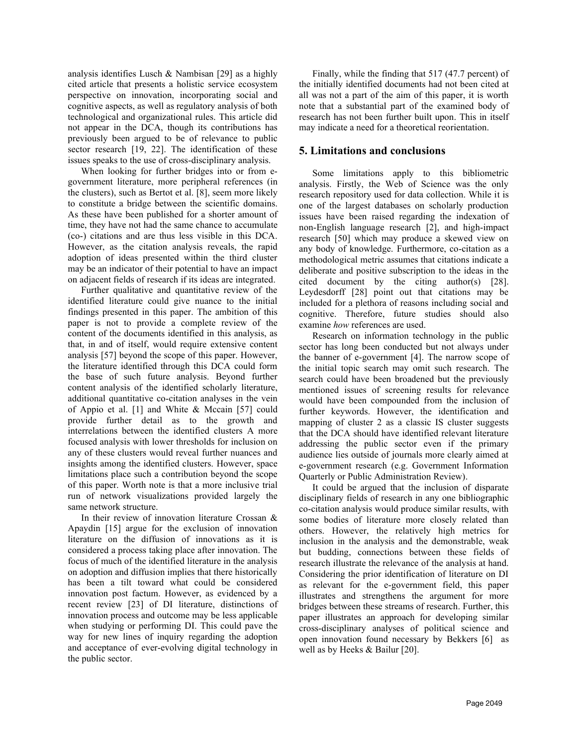analysis identifies Lusch & Nambisan [29] as a highly cited article that presents a holistic service ecosystem perspective on innovation, incorporating social and cognitive aspects, as well as regulatory analysis of both technological and organizational rules. This article did not appear in the DCA, though its contributions has previously been argued to be of relevance to public sector research [19, 22]. The identification of these issues speaks to the use of cross-disciplinary analysis.

When looking for further bridges into or from e-government literature, more peripheral references (in the clusters), such as Bertot et al. [8], seem more likely to constitute a bridge between the scientific domains. As these have been published for a shorter amount of time, they have not had the same chance to accumulate (co-) citations and are thus less visible in this DCA. However, as the citation analysis reveals, the rapid adoption of ideas presented within the third cluster may be an indicator of their potential to have an impact on adjacent fields of research if its ideas are integrated.

Further qualitative and quantitative review of the identified literature could give nuance to the initial findings presented in this paper. The ambition of this paper is not to provide a complete review of the content of the documents identified in this analysis, as that, in and of itself, would require extensive content analysis [57] beyond the scope of this paper. However, the literature identified through this DCA could form the base of such future analysis. Beyond further content analysis of the identified scholarly literature, additional quantitative co-citation analyses in the vein of Appio et al. [1] and White & Mccain [57] could provide further detail as to the growth and interrelations between the identified clusters A more focused analysis with lower thresholds for inclusion on any of these clusters would reveal further nuances and insights among the identified clusters. However, space limitations place such a contribution beyond the scope of this paper. Worth note is that a more inclusive trial run of network visualizations provided largely the same network structure.

In their review of innovation literature Crossan & Apaydin [15] argue for the exclusion of innovation literature on the diffusion of innovations as it is considered a process taking place after innovation. The focus of much of the identified literature in the analysis on adoption and diffusion implies that there historically has been a tilt toward what could be considered innovation post factum. However, as evidenced by a recent review [23] of DI literature, distinctions of innovation process and outcome may be less applicable when studying or performing DI. This could pave the way for new lines of inquiry regarding the adoption and acceptance of ever-evolving digital technology in the public sector.

Finally, while the finding that 517 (47.7 percent) of the initially identified documents had not been cited at all was not a part of the aim of this paper, it is worth note that a substantial part of the examined body of research has not been further built upon. This in itself may indicate a need for a theoretical reorientation.

## 5. Limitations and conclusions

Some limitations apply to this bibliometric analysis. Firstly, the Web of Science was the only research repository used for data collection. While it is one of the largest databases on scholarly production issues have been raised regarding the indexation of non-English language research [2], and high-impact research [50] which may produce a skewed view on any body of knowledge. Furthermore, co-citation as a methodological metric assumes that citations indicate a deliberate and positive subscription to the ideas in the cited document by the citing author(s) [28]. Leydesdorff [28] point out that citations may be included for a plethora of reasons including social and cognitive. Therefore, future studies should also examine *how* references are used.

Research on information technology in the public sector has long been conducted but not always under the banner of e-government [4]. The narrow scope of the initial topic search may omit such research. The search could have been broadened but the previously mentioned issues of screening results for relevance would have been compounded from the inclusion of further keywords. However, the identification and mapping of cluster 2 as a classic IS cluster suggests that the DCA should have identified relevant literature addressing the public sector even if the primary audience lies outside of journals more clearly aimed at e-government research (e.g. Government Information Quarterly or Public Administration Review).

It could be argued that the inclusion of disparate disciplinary fields of research in any one bibliographic co-citation analysis would produce similar results, with some bodies of literature more closely related than others. However, the relatively high metrics for inclusion in the analysis and the demonstrable, weak but budding, connections between these fields of research illustrate the relevance of the analysis at hand. Considering the prior identification of literature on DI as relevant for the e-government field, this paper illustrates and strengthens the argument for more bridges between these streams of research. Further, this paper illustrates an approach for developing similar cross-disciplinary analyses of political science and open innovation found necessary by Bekkers [6] as well as by Heeks & Bailur [20].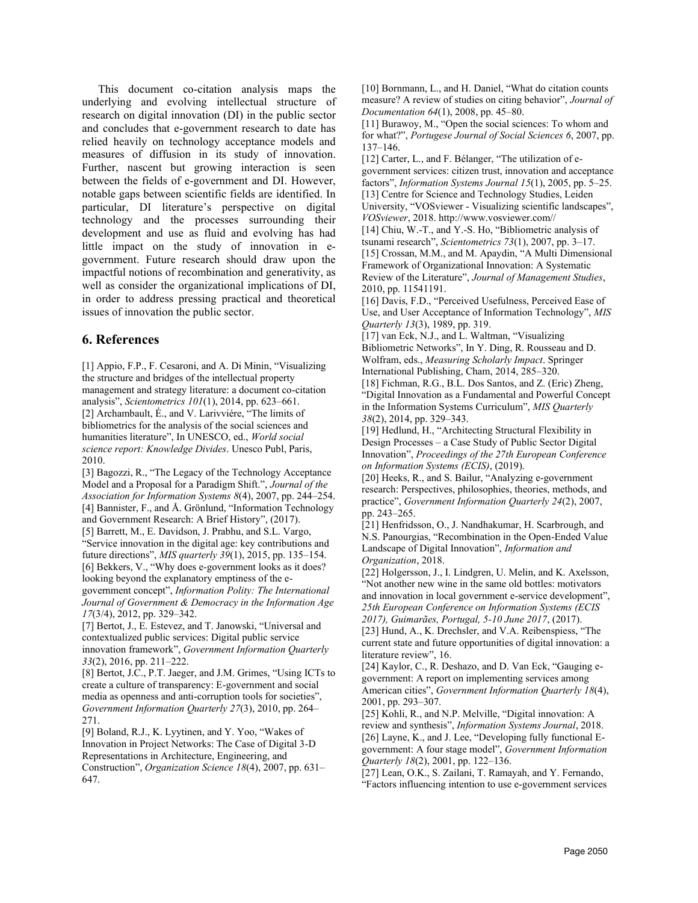This document co-citation analysis maps the underlying and evolving intellectual structure of research on digital innovation (DI) in the public sector and concludes that e-government research to date has relied heavily on technology acceptance models and measures of diffusion in its study of innovation. Further, nascent but growing interaction is seen between the fields of e-government and DI. However, notable gaps between scientific fields are identified. In particular, DI literature's perspective on digital technology and the processes surrounding their development and use as fluid and evolving has had little impact on the study of innovation in e-government. Future research should draw upon the impactful notions of recombination and generativity, as well as consider the organizational implications of DI, in order to address pressing practical and theoretical issues of innovation the public sector.

## 6. References

[1] Appio, F.P., F. Cesaroni, and A. Di Minin, "Visualizing the structure and bridges of the intellectual property management and strategy literature: a document co-citation analysis", *Scientometrics 101*(1), 2014, pp. 623–661.

[2] Archambault, É., and V. Larivviére, "The limits of bibliometrics for the analysis of the social sciences and humanities literature", In UNESCO, ed., *World social science report: Knowledge Divides*. Unesco Publ, Paris, 2010.

[3] Bagozzi, R., "The Legacy of the Technology Acceptance Model and a Proposal for a Paradigm Shift.", *Journal of the Association for Information Systems 8*(4), 2007, pp. 244–254.

[4] Bannister, F., and Å. Grönlund, "Information Technology and Government Research: A Brief History", (2017).

[5] Barrett, M., E. Davidson, J. Prabhu, and S.L. Vargo, "Service innovation in the digital age: key contributions and future directions", *MIS quarterly 39*(1), 2015, pp. 135–154.

[6] Bekkers, V., "Why does e-government looks as it does? looking beyond the explanatory emptiness of the e-government concept", *Information Polity: The International Journal of Government & Democracy in the Information Age 17*(3/4), 2012, pp. 329–342.

[7] Bertot, J., E. Estevez, and T. Janowski, "Universal and contextualized public services: Digital public service innovation framework", *Government Information Quarterly 33*(2), 2016, pp. 211–222.

[8] Bertot, J.C., P.T. Jaeger, and J.M. Grimes, "Using ICTs to create a culture of transparency: E-government and social media as openness and anti-corruption tools for societies", *Government Information Quarterly 27*(3), 2010, pp. 264–271.

[9] Boland, R.J., K. Lyytinen, and Y. Yoo, "Wakes of Innovation in Project Networks: The Case of Digital 3-D Representations in Architecture, Engineering, and Construction", *Organization Science 18*(4), 2007, pp. 631–647.

[10] Bornmann, L., and H. Daniel, "What do citation counts measure? A review of studies on citing behavior", *Journal of Documentation 64*(1), 2008, pp. 45–80.

[11] Burawoy, M., "Open the social sciences: To whom and for what?", *Portugese Journal of Social Sciences 6*, 2007, pp. 137–146.

[12] Carter, L., and F. Bélanger, "The utilization of e-government services: citizen trust, innovation and acceptance factors", *Information Systems Journal 15*(1), 2005, pp. 5–25.

[13] Centre for Science and Technology Studies, Leiden University, "VOSviewer - Visualizing scientific landscapes", *VOSviewer*, 2018. http://www.vosviewer.com//

[14] Chiu, W.-T., and Y.-S. Ho, "Bibliometric analysis of tsunami research", *Scientometrics 73*(1), 2007, pp. 3–17.

[15] Crossan, M.M., and M. Apaydin, "A Multi Dimensional Framework of Organizational Innovation: A Systematic Review of the Literature", *Journal of Management Studies*, 2010, pp. 11541191.

[16] Davis, F.D., "Perceived Usefulness, Perceived Ease of Use, and User Acceptance of Information Technology", *MIS Quarterly 13*(3), 1989, pp. 319.

[17] van Eck, N.J., and L. Waltman, "Visualizing Bibliometric Networks", In Y. Ding, R. Rousseau and D. Wolfram, eds., *Measuring Scholarly Impact*. Springer International Publishing, Cham, 2014, 285–320.

[18] Fichman, R.G., B.L. Dos Santos, and Z. (Eric) Zheng, "Digital Innovation as a Fundamental and Powerful Concept in the Information Systems Curriculum", *MIS Quarterly 38*(2), 2014, pp. 329–343.

[19] Hedlund, H., "Architecting Structural Flexibility in Design Processes – a Case Study of Public Sector Digital Innovation", *Proceedings of the 27th European Conference on Information Systems (ECIS)*, (2019).

[20] Heeks, R., and S. Bailur, "Analyzing e-government research: Perspectives, philosophies, theories, methods, and practice", *Government Information Quarterly 24*(2), 2007, pp. 243–265.

[21] Henfridsson, O., J. Nandhakumar, H. Scarbrough, and N.S. Panourgias, "Recombination in the Open-Ended Value Landscape of Digital Innovation", *Information and Organization*, 2018.

[22] Holgersson, J., I. Lindgren, U. Melin, and K. Axelsson, "Not another new wine in the same old bottles: motivators and innovation in local government e-service development", *25th European Conference on Information Systems (ECIS 2017), Guimarães, Portugal, 5-10 June 2017*, (2017).

[23] Hund, A., K. Drechsler, and V.A. Reibenspiess, "The current state and future opportunities of digital innovation: a literature review", 16.

[24] Kaylor, C., R. Deshazo, and D. Van Eck, "Gauging e-government: A report on implementing services among American cities", *Government Information Quarterly 18*(4), 2001, pp. 293–307.

[25] Kohli, R., and N.P. Melville, "Digital innovation: A review and synthesis", *Information Systems Journal*, 2018.

[26] Layne, K., and J. Lee, "Developing fully functional E-government: A four stage model", *Government Information Quarterly 18*(2), 2001, pp. 122–136.

[27] Lean, O.K., S. Zailani, T. Ramayah, and Y. Fernando, "Factors influencing intention to use e-government services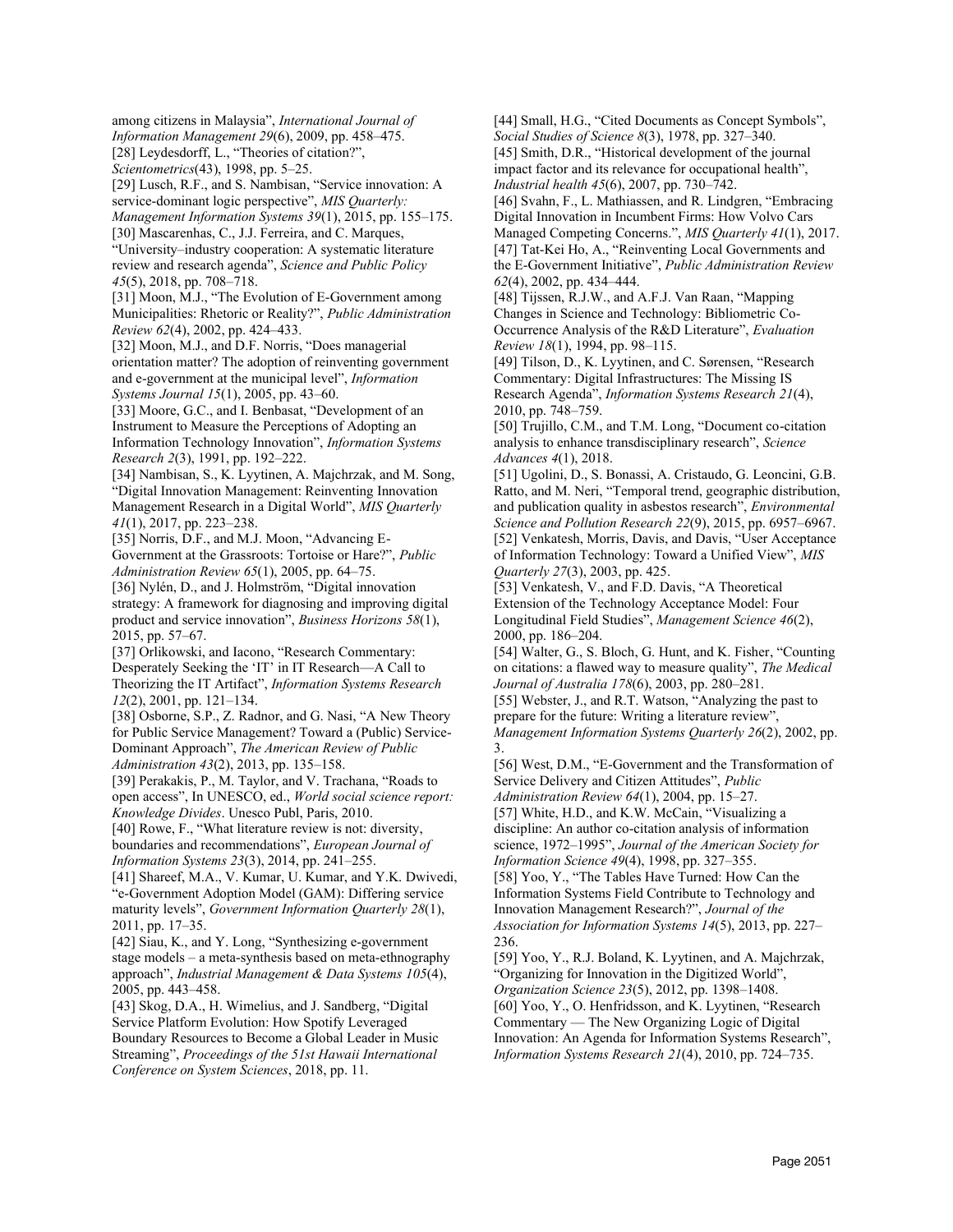among citizens in Malaysia", *International Journal of Information Management 29*(6), 2009, pp. 458–475.

[28] Leydesdorff, L., "Theories of citation?", *Scientometrics*(43), 1998, pp. 5–25.

[29] Lusch, R.F., and S. Nambisan, "Service innovation: A service-dominant logic perspective", *MIS Quarterly: Management Information Systems 39*(1), 2015, pp. 155–175.

[30] Mascarenhas, C., J.J. Ferreira, and C. Marques, "University–industry cooperation: A systematic literature review and research agenda", *Science and Public Policy 45*(5), 2018, pp. 708–718.

[31] Moon, M.J., "The Evolution of E-Government among Municipalities: Rhetoric or Reality?", *Public Administration Review 62*(4), 2002, pp. 424–433.

[32] Moon, M.J., and D.F. Norris, "Does managerial orientation matter? The adoption of reinventing government and e-government at the municipal level", *Information Systems Journal 15*(1), 2005, pp. 43–60.

[33] Moore, G.C., and I. Benbasat, "Development of an Instrument to Measure the Perceptions of Adopting an Information Technology Innovation", *Information Systems Research 2*(3), 1991, pp. 192–222.

[34] Nambisan, S., K. Lyytinen, A. Majchrzak, and M. Song, "Digital Innovation Management: Reinventing Innovation Management Research in a Digital World", *MIS Quarterly 41*(1), 2017, pp. 223–238.

[35] Norris, D.F., and M.J. Moon, "Advancing E-Government at the Grassroots: Tortoise or Hare?", *Public Administration Review 65*(1), 2005, pp. 64–75.

[36] Nylén, D., and J. Holmström, "Digital innovation strategy: A framework for diagnosing and improving digital product and service innovation", *Business Horizons 58*(1), 2015, pp. 57–67.

[37] Orlikowski, and Iacono, "Research Commentary: Desperately Seeking the 'IT' in IT Research—A Call to Theorizing the IT Artifact", *Information Systems Research 12*(2), 2001, pp. 121–134.

[38] Osborne, S.P., Z. Radnor, and G. Nasi, "A New Theory for Public Service Management? Toward a (Public) Service-Dominant Approach", *The American Review of Public Administration 43*(2), 2013, pp. 135–158.

[39] Perakakis, P., M. Taylor, and V. Trachana, "Roads to open access", In UNESCO, ed., *World social science report: Knowledge Divides*. Unesco Publ, Paris, 2010.

[40] Rowe, F., "What literature review is not: diversity, boundaries and recommendations", *European Journal of Information Systems 23*(3), 2014, pp. 241–255.

[41] Shareef, M.A., V. Kumar, U. Kumar, and Y.K. Dwivedi, "e-Government Adoption Model (GAM): Differing service maturity levels", *Government Information Quarterly 28*(1), 2011, pp. 17–35.

[42] Siau, K., and Y. Long, "Synthesizing e-government stage models – a meta-synthesis based on meta-ethnography approach", *Industrial Management & Data Systems 105*(4), 2005, pp. 443–458.

[43] Skog, D.A., H. Wimelius, and J. Sandberg, "Digital Service Platform Evolution: How Spotify Leveraged Boundary Resources to Become a Global Leader in Music Streaming", *Proceedings of the 51st Hawaii International Conference on System Sciences*, 2018, pp. 11.

[44] Small, H.G., "Cited Documents as Concept Symbols", *Social Studies of Science 8*(3), 1978, pp. 327–340.

[45] Smith, D.R., "Historical development of the journal impact factor and its relevance for occupational health", *Industrial health 45*(6), 2007, pp. 730–742.

[46] Svahn, F., L. Mathiassen, and R. Lindgren, "Embracing Digital Innovation in Incumbent Firms: How Volvo Cars Managed Competing Concerns.", *MIS Quarterly 41*(1), 2017.

[47] Tat-Kei Ho, A., "Reinventing Local Governments and the E-Government Initiative", *Public Administration Review 62*(4), 2002, pp. 434–444.

[48] Tijssen, R.J.W., and A.F.J. Van Raan, "Mapping Changes in Science and Technology: Bibliometric Co-Occurrence Analysis of the R&D Literature", *Evaluation Review 18*(1), 1994, pp. 98–115.

[49] Tilson, D., K. Lyytinen, and C. Sørensen, "Research Commentary: Digital Infrastructures: The Missing IS Research Agenda", *Information Systems Research 21*(4), 2010, pp. 748–759.

[50] Trujillo, C.M., and T.M. Long, "Document co-citation analysis to enhance transdisciplinary research", *Science Advances 4*(1), 2018.

[51] Ugolini, D., S. Bonassi, A. Cristaudo, G. Leoncini, G.B. Ratto, and M. Neri, "Temporal trend, geographic distribution, and publication quality in asbestos research", *Environmental Science and Pollution Research 22*(9), 2015, pp. 6957–6967.

[52] Venkatesh, Morris, Davis, and Davis, "User Acceptance of Information Technology: Toward a Unified View", *MIS Quarterly 27*(3), 2003, pp. 425.

[53] Venkatesh, V., and F.D. Davis, "A Theoretical Extension of the Technology Acceptance Model: Four Longitudinal Field Studies", *Management Science 46*(2), 2000, pp. 186–204.

[54] Walter, G., S. Bloch, G. Hunt, and K. Fisher, "Counting on citations: a flawed way to measure quality", *The Medical Journal of Australia 178*(6), 2003, pp. 280–281.

[55] Webster, J., and R.T. Watson, "Analyzing the past to prepare for the future: Writing a literature review", *Management Information Systems Quarterly 26*(2), 2002, pp. 3.

[56] West, D.M., "E-Government and the Transformation of Service Delivery and Citizen Attitudes", *Public Administration Review 64*(1), 2004, pp. 15–27.

[57] White, H.D., and K.W. McCain, "Visualizing a discipline: An author co-citation analysis of information science, 1972–1995", *Journal of the American Society for Information Science 49*(4), 1998, pp. 327–355.

[58] Yoo, Y., "The Tables Have Turned: How Can the Information Systems Field Contribute to Technology and Innovation Management Research?", *Journal of the Association for Information Systems 14*(5), 2013, pp. 227–236.

[59] Yoo, Y., R.J. Boland, K. Lyytinen, and A. Majchrzak, "Organizing for Innovation in the Digitized World", *Organization Science 23*(5), 2012, pp. 1398–1408.

[60] Yoo, Y., O. Henfridsson, and K. Lyytinen, "Research Commentary — The New Organizing Logic of Digital Innovation: An Agenda for Information Systems Research", *Information Systems Research 21*(4), 2010, pp. 724–735.